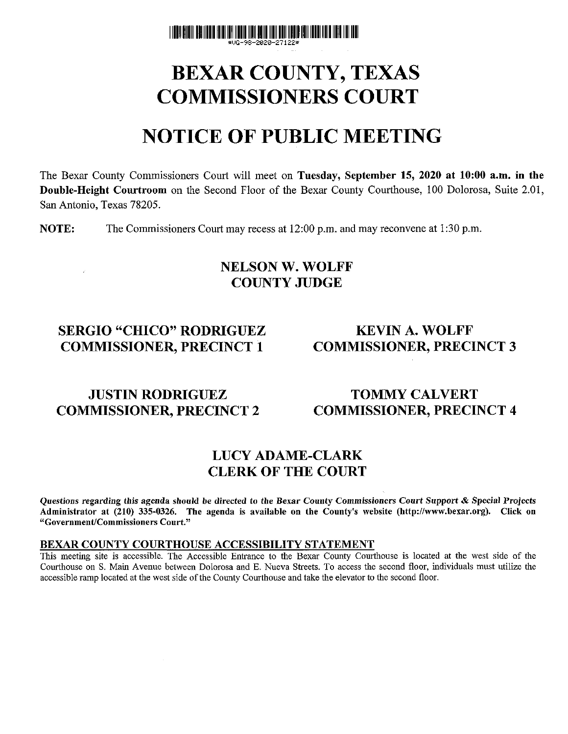\*UG-98-2020-27122\*

# BEXAR COUNTY, TEXAS
# COMMISSIONERS COURT

# NOTICE OF PUBLIC MEETING

The Bexar County Commissioners Court will meet on **Tuesday, September 15, 2020 at 10:00 a.m. in the Double-Height Courtroom** on the Second Floor of the Bexar County Courthouse, 100 Dolorosa, Suite 2.01, San Antonio, Texas 78205.

**NOTE:** The Commissioners Court may recess at 12:00 p.m. and may reconvene at 1:30 p.m.

**NELSON W. WOLFF**
**COUNTY JUDGE**

**SERGIO "CHICO" RODRIGUEZ**
**COMMISSIONER, PRECINCT 1**

**KEVIN A. WOLFF**
**COMMISSIONER, PRECINCT 3**

**JUSTIN RODRIGUEZ**
**COMMISSIONER, PRECINCT 2**

**TOMMY CALVERT**
**COMMISSIONER, PRECINCT 4**

**LUCY ADAME-CLARK**
**CLERK OF THE COURT**

***Questions regarding this agenda should be directed to the Bexar County Commissioners Court Support & Special Projects Administrator at (210) 335-0326. The agenda is available on the County's website (http://www.bexar.org). Click on "Government/Commissioners Court."***

**BEXAR COUNTY COURTHOUSE ACCESSIBILITY STATEMENT**

This meeting site is accessible. The Accessible Entrance to the Bexar County Courthouse is located at the west side of the Courthouse on S. Main Avenue between Dolorosa and E. Nueva Streets. To access the second floor, individuals must utilize the accessible ramp located at the west side of the County Courthouse and take the elevator to the second floor.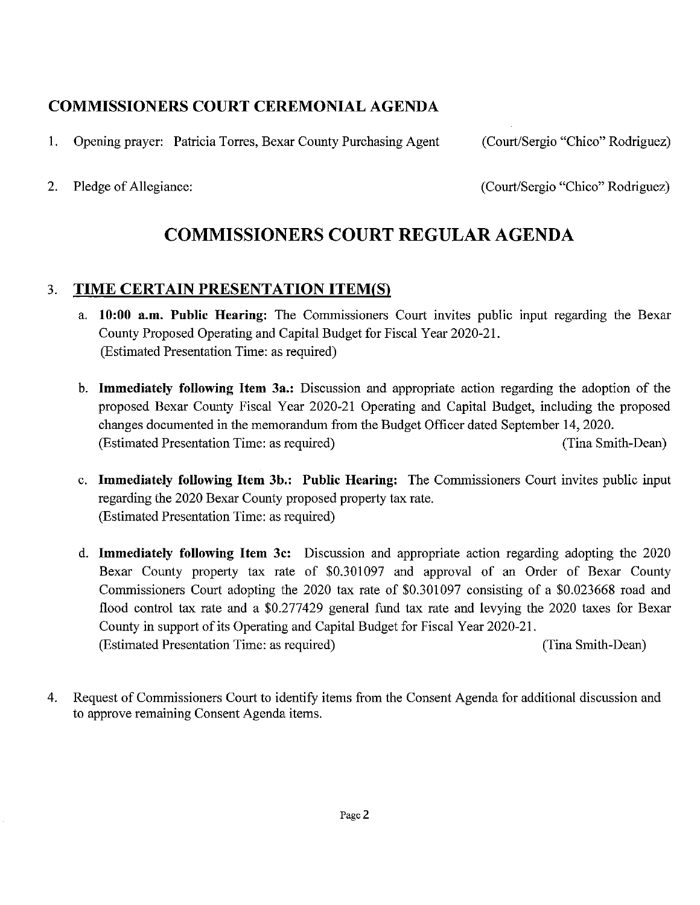## COMMISSIONERS COURT CEREMONIAL AGENDA

1. Opening prayer: Patricia Torres, Bexar County Purchasing Agent (Court/Sergio "Chico" Rodriguez)

2. Pledge of Allegiance: (Court/Sergio "Chico" Rodriguez)

# COMMISSIONERS COURT REGULAR AGENDA

3. **TIME CERTAIN PRESENTATION ITEM(S)**

   a. **10:00 a.m. Public Hearing:** The Commissioners Court invites public input regarding the Bexar County Proposed Operating and Capital Budget for Fiscal Year 2020-21.
   (Estimated Presentation Time: as required)

   b. **Immediately following Item 3a.:** Discussion and appropriate action regarding the adoption of the proposed Bexar County Fiscal Year 2020-21 Operating and Capital Budget, including the proposed changes documented in the memorandum from the Budget Officer dated September 14, 2020.
   (Estimated Presentation Time: as required) (Tina Smith-Dean)

   c. **Immediately following Item 3b.: Public Hearing:** The Commissioners Court invites public input regarding the 2020 Bexar County proposed property tax rate.
   (Estimated Presentation Time: as required)

   d. **Immediately following Item 3c:** Discussion and appropriate action regarding adopting the 2020 Bexar County property tax rate of $0.301097 and approval of an Order of Bexar County Commissioners Court adopting the 2020 tax rate of $0.301097 consisting of a $0.023668 road and flood control tax rate and a $0.277429 general fund tax rate and levying the 2020 taxes for Bexar County in support of its Operating and Capital Budget for Fiscal Year 2020-21.
   (Estimated Presentation Time: as required) (Tina Smith-Dean)

4. Request of Commissioners Court to identify items from the Consent Agenda for additional discussion and to approve remaining Consent Agenda items.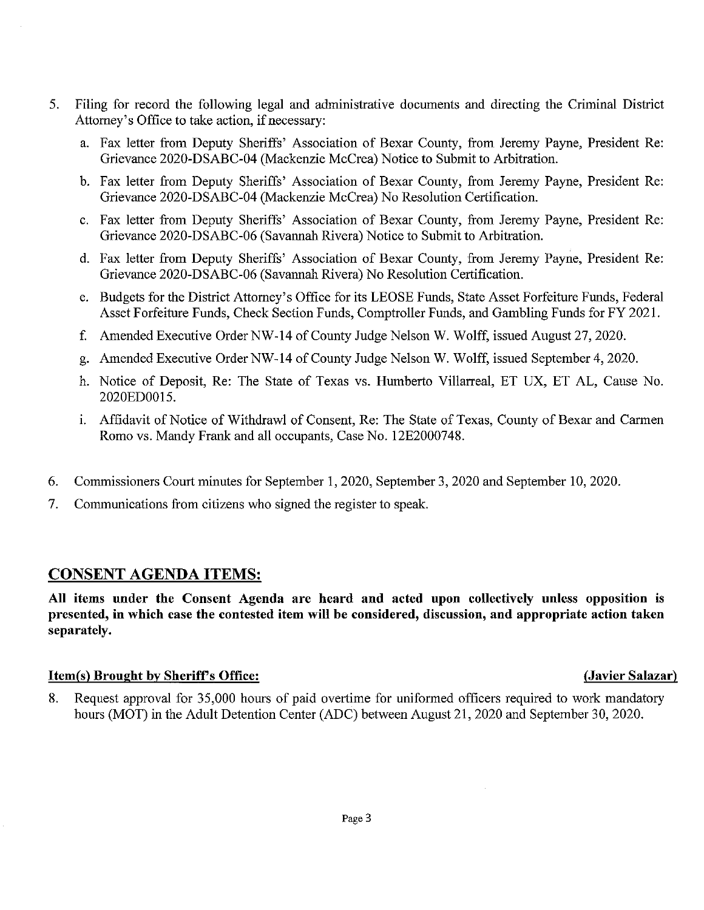5. Filing for record the following legal and administrative documents and directing the Criminal District Attorney's Office to take action, if necessary:

   a. Fax letter from Deputy Sheriffs' Association of Bexar County, from Jeremy Payne, President Re: Grievance 2020-DSABC-04 (Mackenzie McCrea) Notice to Submit to Arbitration.

   b. Fax letter from Deputy Sheriffs' Association of Bexar County, from Jeremy Payne, President Re: Grievance 2020-DSABC-04 (Mackenzie McCrea) No Resolution Certification.

   c. Fax letter from Deputy Sheriffs' Association of Bexar County, from Jeremy Payne, President Re: Grievance 2020-DSABC-06 (Savannah Rivera) Notice to Submit to Arbitration.

   d. Fax letter from Deputy Sheriffs' Association of Bexar County, from Jeremy Payne, President Re: Grievance 2020-DSABC-06 (Savannah Rivera) No Resolution Certification.

   e. Budgets for the District Attorney's Office for its LEOSE Funds, State Asset Forfeiture Funds, Federal Asset Forfeiture Funds, Check Section Funds, Comptroller Funds, and Gambling Funds for FY 2021.

   f. Amended Executive Order NW-14 of County Judge Nelson W. Wolff, issued August 27, 2020.

   g. Amended Executive Order NW-14 of County Judge Nelson W. Wolff, issued September 4, 2020.

   h. Notice of Deposit, Re: The State of Texas vs. Humberto Villarreal, ET UX, ET AL, Cause No. 2020ED0015.

   i. Affidavit of Notice of Withdrawl of Consent, Re: The State of Texas, County of Bexar and Carmen Romo vs. Mandy Frank and all occupants, Case No. 12E2000748.

6. Commissioners Court minutes for September 1, 2020, September 3, 2020 and September 10, 2020.

7. Communications from citizens who signed the register to speak.

## CONSENT AGENDA ITEMS:

**All items under the Consent Agenda are heard and acted upon collectively unless opposition is presented, in which case the contested item will be considered, discussion, and appropriate action taken separately.**

**Item(s) Brought by Sheriff's Office:** **(Javier Salazar)**

8. Request approval for 35,000 hours of paid overtime for uniformed officers required to work mandatory hours (MOT) in the Adult Detention Center (ADC) between August 21, 2020 and September 30, 2020.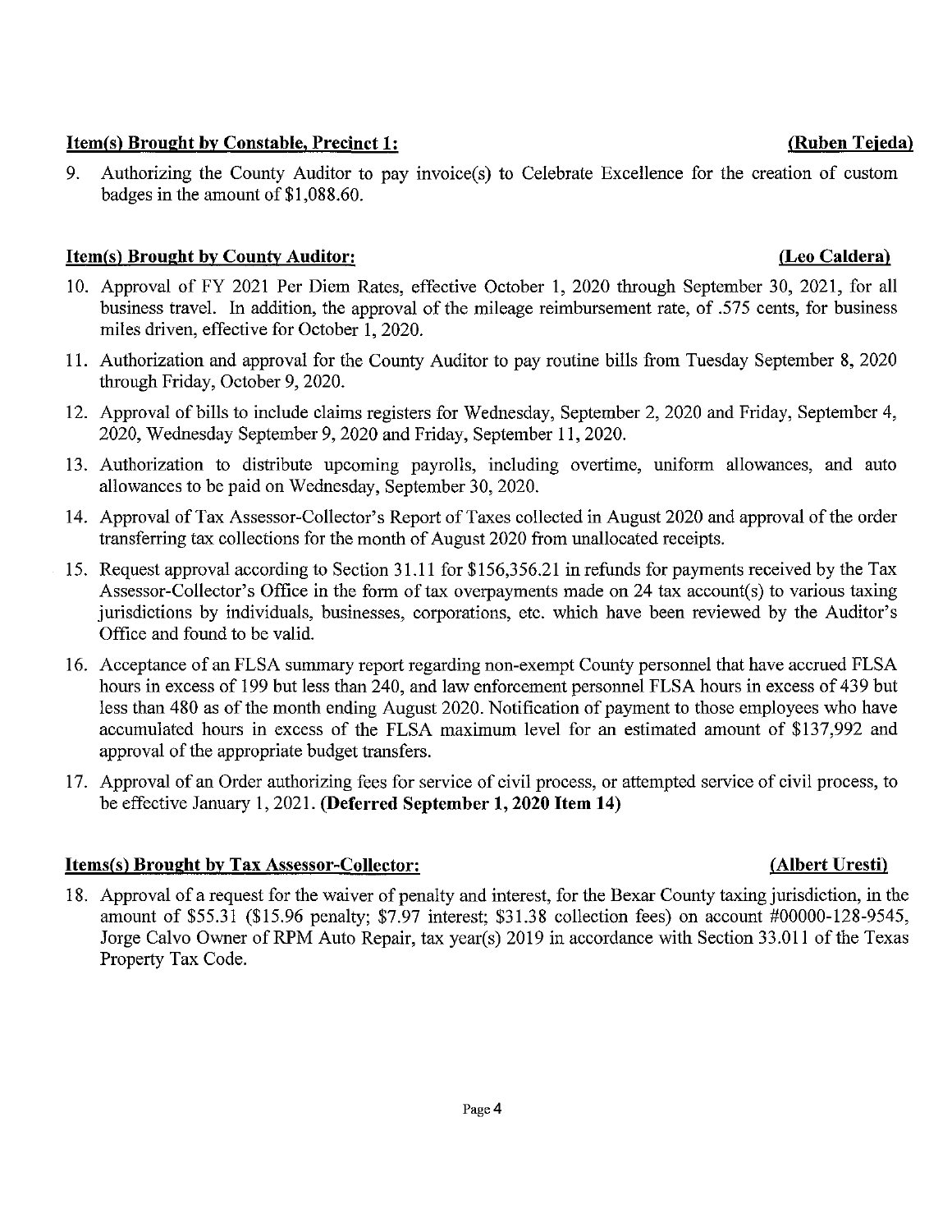**Item(s) Brought by Constable, Precinct 1:** **(Ruben Tejeda)**

9. Authorizing the County Auditor to pay invoice(s) to Celebrate Excellence for the creation of custom badges in the amount of $1,088.60.

**Item(s) Brought by County Auditor:** **(Leo Caldera)**

10. Approval of FY 2021 Per Diem Rates, effective October 1, 2020 through September 30, 2021, for all business travel. In addition, the approval of the mileage reimbursement rate, of .575 cents, for business miles driven, effective for October 1, 2020.
11. Authorization and approval for the County Auditor to pay routine bills from Tuesday September 8, 2020 through Friday, October 9, 2020.
12. Approval of bills to include claims registers for Wednesday, September 2, 2020 and Friday, September 4, 2020, Wednesday September 9, 2020 and Friday, September 11, 2020.
13. Authorization to distribute upcoming payrolls, including overtime, uniform allowances, and auto allowances to be paid on Wednesday, September 30, 2020.
14. Approval of Tax Assessor-Collector's Report of Taxes collected in August 2020 and approval of the order transferring tax collections for the month of August 2020 from unallocated receipts.
15. Request approval according to Section 31.11 for $156,356.21 in refunds for payments received by the Tax Assessor-Collector's Office in the form of tax overpayments made on 24 tax account(s) to various taxing jurisdictions by individuals, businesses, corporations, etc. which have been reviewed by the Auditor's Office and found to be valid.
16. Acceptance of an FLSA summary report regarding non-exempt County personnel that have accrued FLSA hours in excess of 199 but less than 240, and law enforcement personnel FLSA hours in excess of 439 but less than 480 as of the month ending August 2020. Notification of payment to those employees who have accumulated hours in excess of the FLSA maximum level for an estimated amount of $137,992 and approval of the appropriate budget transfers.
17. Approval of an Order authorizing fees for service of civil process, or attempted service of civil process, to be effective January 1, 2021. **(Deferred September 1, 2020 Item 14)**

**Items(s) Brought by Tax Assessor-Collector:** **(Albert Uresti)**

18. Approval of a request for the waiver of penalty and interest, for the Bexar County taxing jurisdiction, in the amount of $55.31 ($15.96 penalty; $7.97 interest; $31.38 collection fees) on account #00000-128-9545, Jorge Calvo Owner of RPM Auto Repair, tax year(s) 2019 in accordance with Section 33.011 of the Texas Property Tax Code.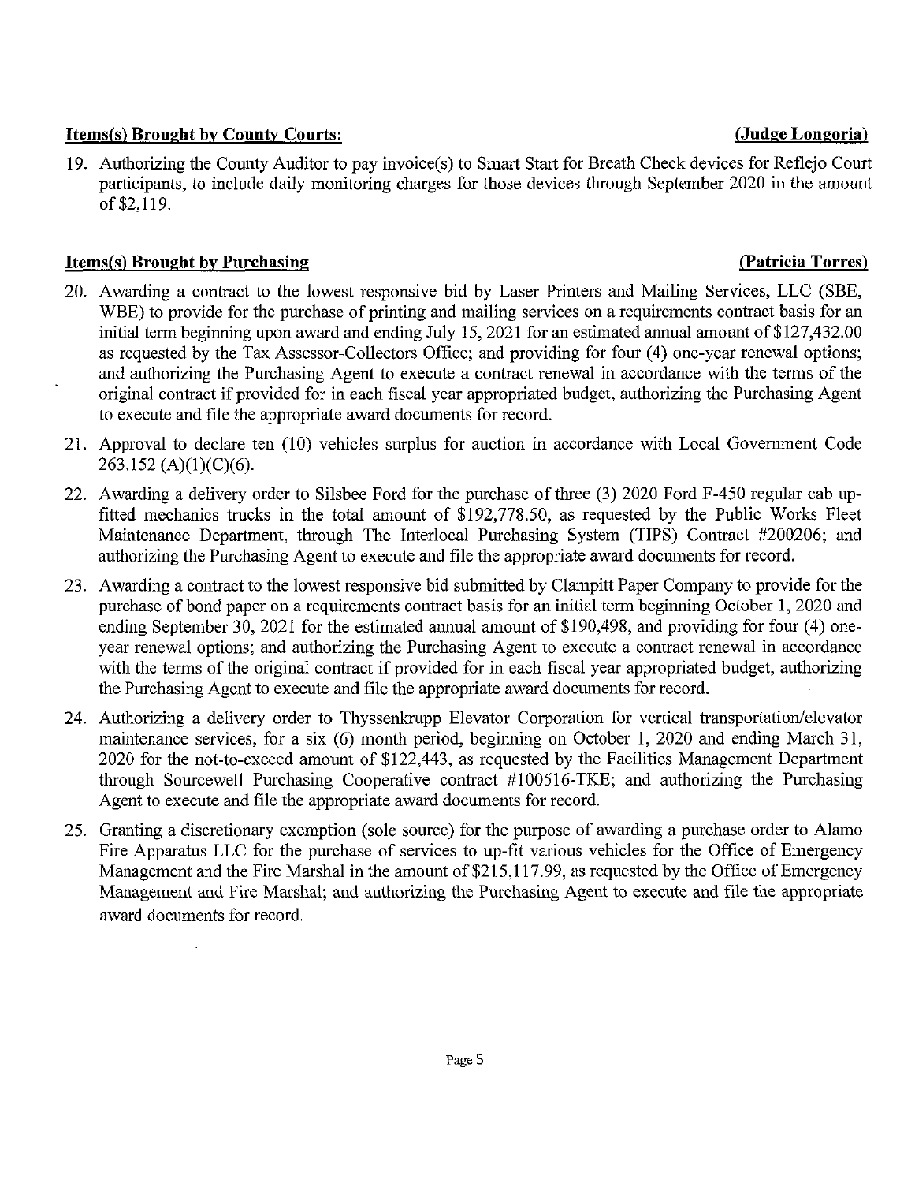**Items(s) Brought by County Courts:** **(Judge Longoria)**

19. Authorizing the County Auditor to pay invoice(s) to Smart Start for Breath Check devices for Reflejo Court participants, to include daily monitoring charges for those devices through September 2020 in the amount of $2,119.

**Items(s) Brought by Purchasing** **(Patricia Torres)**

20. Awarding a contract to the lowest responsive bid by Laser Printers and Mailing Services, LLC (SBE, WBE) to provide for the purchase of printing and mailing services on a requirements contract basis for an initial term beginning upon award and ending July 15, 2021 for an estimated annual amount of $127,432.00 as requested by the Tax Assessor-Collectors Office; and providing for four (4) one-year renewal options; and authorizing the Purchasing Agent to execute a contract renewal in accordance with the terms of the original contract if provided for in each fiscal year appropriated budget, authorizing the Purchasing Agent to execute and file the appropriate award documents for record.

21. Approval to declare ten (10) vehicles surplus for auction in accordance with Local Government Code 263.152 (A)(1)(C)(6).

22. Awarding a delivery order to Silsbee Ford for the purchase of three (3) 2020 Ford F-450 regular cab up-fitted mechanics trucks in the total amount of $192,778.50, as requested by the Public Works Fleet Maintenance Department, through The Interlocal Purchasing System (TIPS) Contract #200206; and authorizing the Purchasing Agent to execute and file the appropriate award documents for record.

23. Awarding a contract to the lowest responsive bid submitted by Clampitt Paper Company to provide for the purchase of bond paper on a requirements contract basis for an initial term beginning October 1, 2020 and ending September 30, 2021 for the estimated annual amount of $190,498, and providing for four (4) one-year renewal options; and authorizing the Purchasing Agent to execute a contract renewal in accordance with the terms of the original contract if provided for in each fiscal year appropriated budget, authorizing the Purchasing Agent to execute and file the appropriate award documents for record.

24. Authorizing a delivery order to Thyssenkrupp Elevator Corporation for vertical transportation/elevator maintenance services, for a six (6) month period, beginning on October 1, 2020 and ending March 31, 2020 for the not-to-exceed amount of $122,443, as requested by the Facilities Management Department through Sourcewell Purchasing Cooperative contract #100516-TKE; and authorizing the Purchasing Agent to execute and file the appropriate award documents for record.

25. Granting a discretionary exemption (sole source) for the purpose of awarding a purchase order to Alamo Fire Apparatus LLC for the purchase of services to up-fit various vehicles for the Office of Emergency Management and the Fire Marshal in the amount of $215,117.99, as requested by the Office of Emergency Management and Fire Marshal; and authorizing the Purchasing Agent to execute and file the appropriate award documents for record.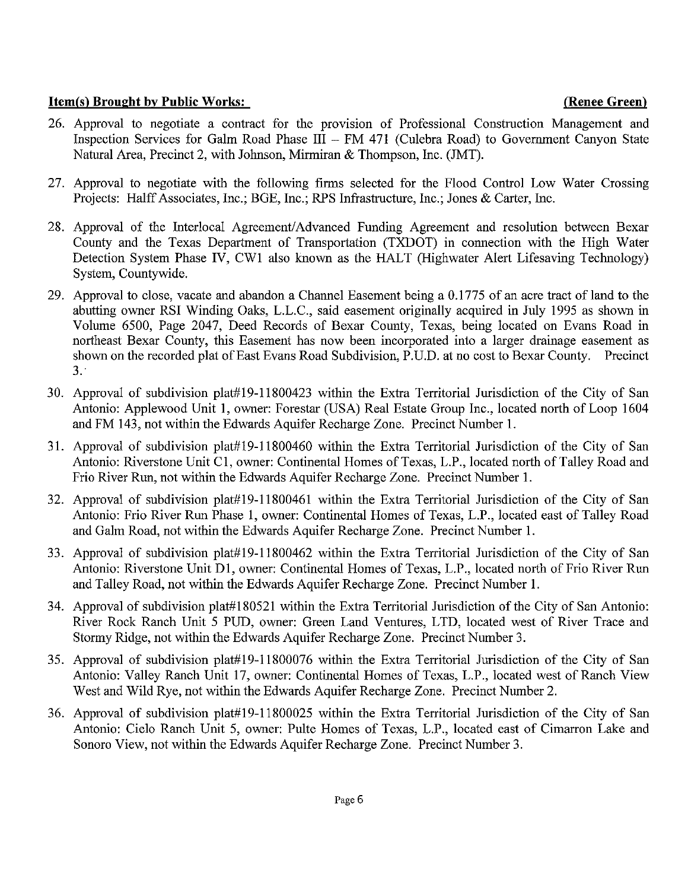**Item(s) Brought by Public Works:** **(Renee Green)**

26. Approval to negotiate a contract for the provision of Professional Construction Management and Inspection Services for Galm Road Phase III – FM 471 (Culebra Road) to Government Canyon State Natural Area, Precinct 2, with Johnson, Mirmiran & Thompson, Inc. (JMT).

27. Approval to negotiate with the following firms selected for the Flood Control Low Water Crossing Projects: Halff Associates, Inc.; BGE, Inc.; RPS Infrastructure, Inc.; Jones & Carter, Inc.

28. Approval of the Interlocal Agreement/Advanced Funding Agreement and resolution between Bexar County and the Texas Department of Transportation (TXDOT) in connection with the High Water Detection System Phase IV, CW1 also known as the HALT (Highwater Alert Lifesaving Technology) System, Countywide.

29. Approval to close, vacate and abandon a Channel Easement being a 0.1775 of an acre tract of land to the abutting owner RSI Winding Oaks, L.L.C., said easement originally acquired in July 1995 as shown in Volume 6500, Page 2047, Deed Records of Bexar County, Texas, being located on Evans Road in northeast Bexar County, this Easement has now been incorporated into a larger drainage easement as shown on the recorded plat of East Evans Road Subdivision, P.U.D. at no cost to Bexar County. Precinct 3.

30. Approval of subdivision plat#19-11800423 within the Extra Territorial Jurisdiction of the City of San Antonio: Applewood Unit 1, owner: Forestar (USA) Real Estate Group Inc., located north of Loop 1604 and FM 143, not within the Edwards Aquifer Recharge Zone. Precinct Number 1.

31. Approval of subdivision plat#19-11800460 within the Extra Territorial Jurisdiction of the City of San Antonio: Riverstone Unit C1, owner: Continental Homes of Texas, L.P., located north of Talley Road and Frio River Run, not within the Edwards Aquifer Recharge Zone. Precinct Number 1.

32. Approval of subdivision plat#19-11800461 within the Extra Territorial Jurisdiction of the City of San Antonio: Frio River Run Phase 1, owner: Continental Homes of Texas, L.P., located east of Talley Road and Galm Road, not within the Edwards Aquifer Recharge Zone. Precinct Number 1.

33. Approval of subdivision plat#19-11800462 within the Extra Territorial Jurisdiction of the City of San Antonio: Riverstone Unit D1, owner: Continental Homes of Texas, L.P., located north of Frio River Run and Talley Road, not within the Edwards Aquifer Recharge Zone. Precinct Number 1.

34. Approval of subdivision plat#180521 within the Extra Territorial Jurisdiction of the City of San Antonio: River Rock Ranch Unit 5 PUD, owner: Green Land Ventures, LTD, located west of River Trace and Stormy Ridge, not within the Edwards Aquifer Recharge Zone. Precinct Number 3.

35. Approval of subdivision plat#19-11800076 within the Extra Territorial Jurisdiction of the City of San Antonio: Valley Ranch Unit 17, owner: Continental Homes of Texas, L.P., located west of Ranch View West and Wild Rye, not within the Edwards Aquifer Recharge Zone. Precinct Number 2.

36. Approval of subdivision plat#19-11800025 within the Extra Territorial Jurisdiction of the City of San Antonio: Cielo Ranch Unit 5, owner: Pulte Homes of Texas, L.P., located east of Cimarron Lake and Sonoro View, not within the Edwards Aquifer Recharge Zone. Precinct Number 3.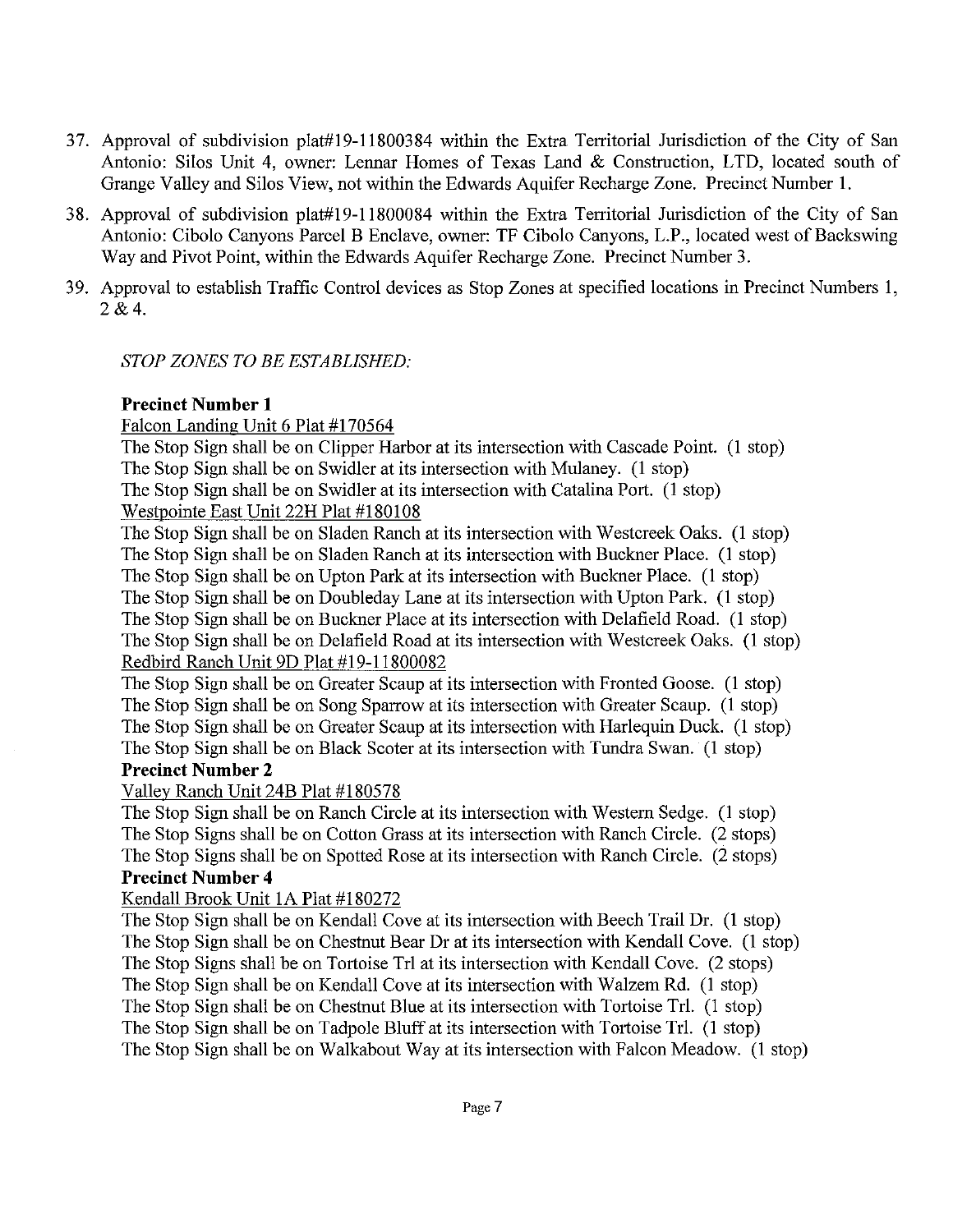37. Approval of subdivision plat#19-11800384 within the Extra Territorial Jurisdiction of the City of San Antonio: Silos Unit 4, owner: Lennar Homes of Texas Land & Construction, LTD, located south of Grange Valley and Silos View, not within the Edwards Aquifer Recharge Zone. Precinct Number 1.

38. Approval of subdivision plat#19-11800084 within the Extra Territorial Jurisdiction of the City of San Antonio: Cibolo Canyons Parcel B Enclave, owner: TF Cibolo Canyons, L.P., located west of Backswing Way and Pivot Point, within the Edwards Aquifer Recharge Zone. Precinct Number 3.

39. Approval to establish Traffic Control devices as Stop Zones at specified locations in Precinct Numbers 1, 2 & 4.

*STOP ZONES TO BE ESTABLISHED:*

**Precinct Number 1**

Falcon Landing Unit 6 Plat #170564

The Stop Sign shall be on Clipper Harbor at its intersection with Cascade Point. (1 stop)
The Stop Sign shall be on Swidler at its intersection with Mulaney. (1 stop)
The Stop Sign shall be on Swidler at its intersection with Catalina Port. (1 stop)

Westpointe East Unit 22H Plat #180108

The Stop Sign shall be on Sladen Ranch at its intersection with Westcreek Oaks. (1 stop)
The Stop Sign shall be on Sladen Ranch at its intersection with Buckner Place. (1 stop)
The Stop Sign shall be on Upton Park at its intersection with Buckner Place. (1 stop)
The Stop Sign shall be on Doubleday Lane at its intersection with Upton Park. (1 stop)
The Stop Sign shall be on Buckner Place at its intersection with Delafield Road. (1 stop)
The Stop Sign shall be on Delafield Road at its intersection with Westcreek Oaks. (1 stop)

Redbird Ranch Unit 9D Plat #19-11800082

The Stop Sign shall be on Greater Scaup at its intersection with Fronted Goose. (1 stop)
The Stop Sign shall be on Song Sparrow at its intersection with Greater Scaup. (1 stop)
The Stop Sign shall be on Greater Scaup at its intersection with Harlequin Duck. (1 stop)
The Stop Sign shall be on Black Scoter at its intersection with Tundra Swan. (1 stop)

**Precinct Number 2**

Valley Ranch Unit 24B Plat #180578

The Stop Sign shall be on Ranch Circle at its intersection with Western Sedge. (1 stop)
The Stop Signs shall be on Cotton Grass at its intersection with Ranch Circle. (2 stops)
The Stop Signs shall be on Spotted Rose at its intersection with Ranch Circle. (2 stops)

**Precinct Number 4**

Kendall Brook Unit 1A Plat #180272

The Stop Sign shall be on Kendall Cove at its intersection with Beech Trail Dr. (1 stop)
The Stop Sign shall be on Chestnut Bear Dr at its intersection with Kendall Cove. (1 stop)
The Stop Signs shall be on Tortoise Trl at its intersection with Kendall Cove. (2 stops)
The Stop Sign shall be on Kendall Cove at its intersection with Walzem Rd. (1 stop)
The Stop Sign shall be on Chestnut Blue at its intersection with Tortoise Trl. (1 stop)
The Stop Sign shall be on Tadpole Bluff at its intersection with Tortoise Trl. (1 stop)
The Stop Sign shall be on Walkabout Way at its intersection with Falcon Meadow. (1 stop)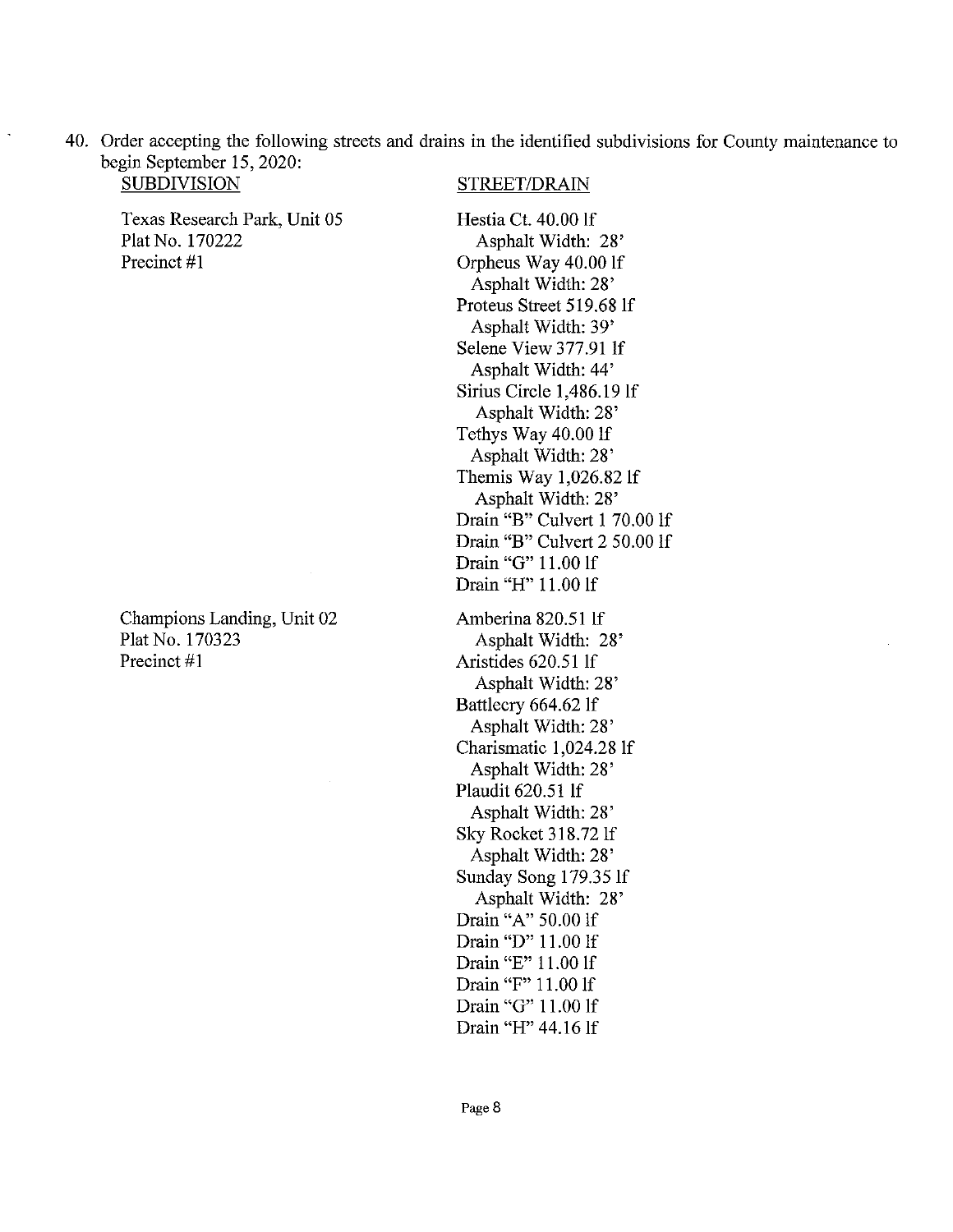40. Order accepting the following streets and drains in the identified subdivisions for County maintenance to begin September 15, 2020:

| SUBDIVISION | STREET/DRAIN |
|---|---|
| Texas Research Park, Unit 05<br>Plat No. 170222<br>Precinct #1 | Hestia Ct. 40.00 lf<br>Asphalt Width: 28'<br>Orpheus Way 40.00 lf<br>Asphalt Width: 28'<br>Proteus Street 519.68 lf<br>Asphalt Width: 39'<br>Selene View 377.91 lf<br>Asphalt Width: 44'<br>Sirius Circle 1,486.19 lf<br>Asphalt Width: 28'<br>Tethys Way 40.00 lf<br>Asphalt Width: 28'<br>Themis Way 1,026.82 lf<br>Asphalt Width: 28'<br>Drain "B" Culvert 1 70.00 lf<br>Drain "B" Culvert 2 50.00 lf<br>Drain "G" 11.00 lf<br>Drain "H" 11.00 lf |
| Champions Landing, Unit 02<br>Plat No. 170323<br>Precinct #1 | Amberina 820.51 lf<br>Asphalt Width: 28'<br>Aristides 620.51 lf<br>Asphalt Width: 28'<br>Battlecry 664.62 lf<br>Asphalt Width: 28'<br>Charismatic 1,024.28 lf<br>Asphalt Width: 28'<br>Plaudit 620.51 lf<br>Asphalt Width: 28'<br>Sky Rocket 318.72 lf<br>Asphalt Width: 28'<br>Sunday Song 179.35 lf<br>Asphalt Width: 28'<br>Drain "A" 50.00 lf<br>Drain "D" 11.00 lf<br>Drain "E" 11.00 lf<br>Drain "F" 11.00 lf<br>Drain "G" 11.00 lf<br>Drain "H" 44.16 lf |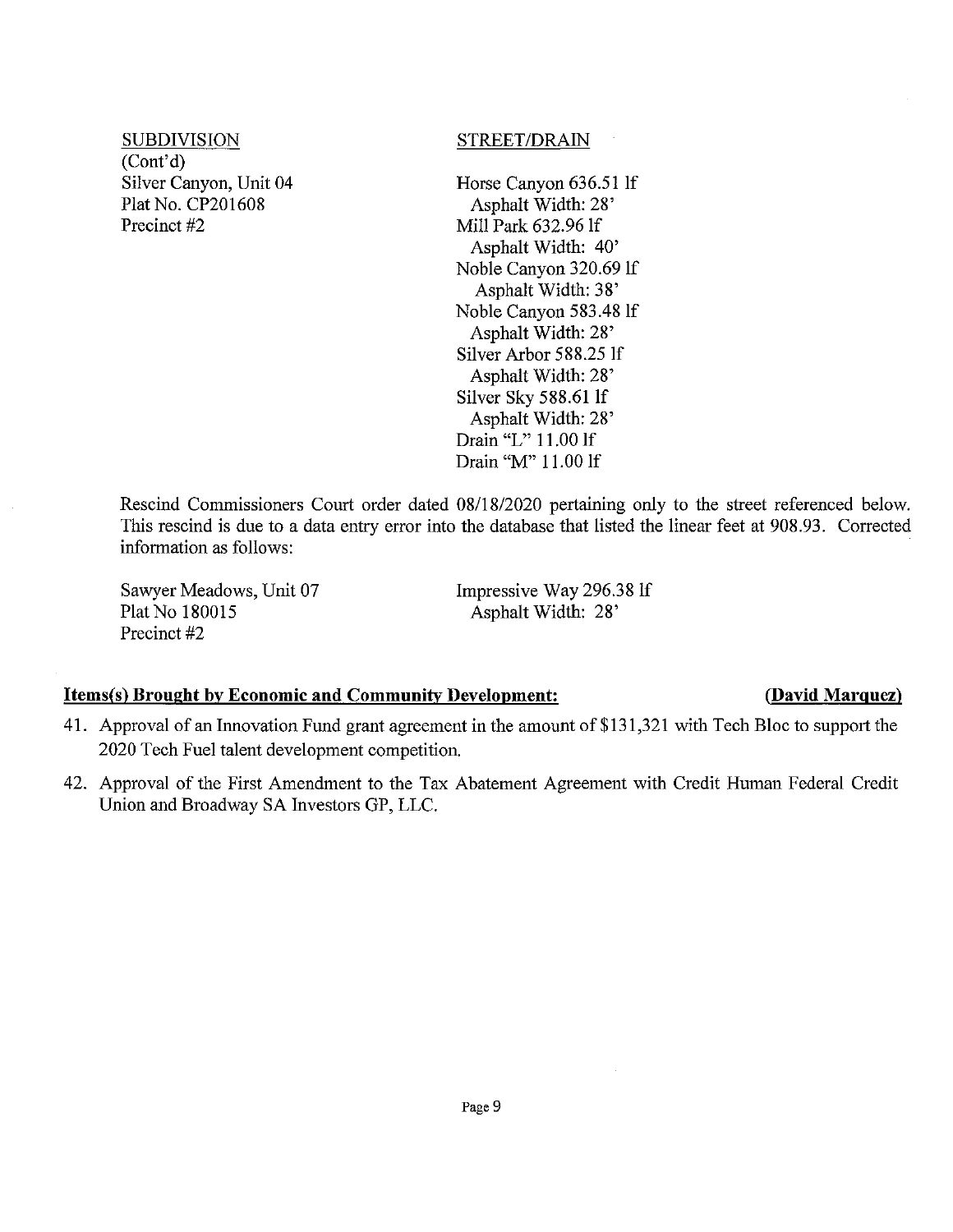| SUBDIVISION | STREET/DRAIN |
|---|---|
| (Cont'd) | |
| Silver Canyon, Unit 04<br>Plat No. CP201608<br>Precinct #2 | Horse Canyon 636.51 lf<br>Asphalt Width: 28'<br>Mill Park 632.96 lf<br>Asphalt Width: 40'<br>Noble Canyon 320.69 lf<br>Asphalt Width: 38'<br>Noble Canyon 583.48 lf<br>Asphalt Width: 28'<br>Silver Arbor 588.25 lf<br>Asphalt Width: 28'<br>Silver Sky 588.61 lf<br>Asphalt Width: 28'<br>Drain "L" 11.00 lf<br>Drain "M" 11.00 lf |

Rescind Commissioners Court order dated 08/18/2020 pertaining only to the street referenced below. This rescind is due to a data entry error into the database that listed the linear feet at 908.93. Corrected information as follows:

| | |
|---|---|
| Sawyer Meadows, Unit 07<br>Plat No 180015<br>Precinct #2 | Impressive Way 296.38 lf<br>Asphalt Width: 28' |

**Items(s) Brought by Economic and Community Development: (David Marquez)**

41. Approval of an Innovation Fund grant agreement in the amount of $131,321 with Tech Bloc to support the 2020 Tech Fuel talent development competition.

42. Approval of the First Amendment to the Tax Abatement Agreement with Credit Human Federal Credit Union and Broadway SA Investors GP, LLC.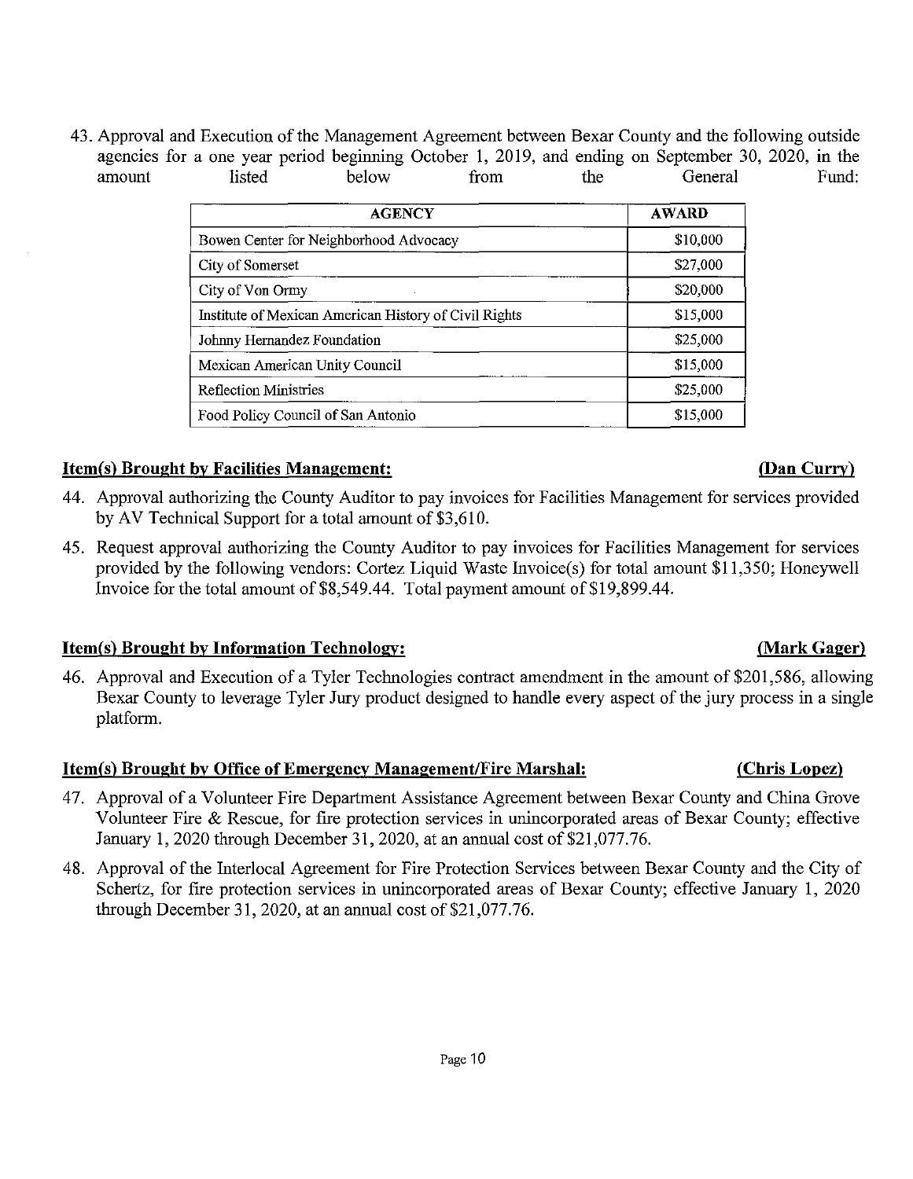43. Approval and Execution of the Management Agreement between Bexar County and the following outside agencies for a one year period beginning October 1, 2019, and ending on September 30, 2020, in the amount listed below from the General Fund:

| AGENCY | AWARD |
|---|---|
| Bowen Center for Neighborhood Advocacy | $10,000 |
| City of Somerset | $27,000 |
| City of Von Ormy | $20,000 |
| Institute of Mexican American History of Civil Rights | $15,000 |
| Johnny Hernandez Foundation | $25,000 |
| Mexican American Unity Council | $15,000 |
| Reflection Ministries | $25,000 |
| Food Policy Council of San Antonio | $15,000 |

**Item(s) Brought by Facilities Management: (Dan Curry)**

44. Approval authorizing the County Auditor to pay invoices for Facilities Management for services provided by AV Technical Support for a total amount of $3,610.

45. Request approval authorizing the County Auditor to pay invoices for Facilities Management for services provided by the following vendors: Cortez Liquid Waste Invoice(s) for total amount $11,350; Honeywell Invoice for the total amount of $8,549.44. Total payment amount of $19,899.44.

**Item(s) Brought by Information Technology: (Mark Gager)**

46. Approval and Execution of a Tyler Technologies contract amendment in the amount of $201,586, allowing Bexar County to leverage Tyler Jury product designed to handle every aspect of the jury process in a single platform.

**Item(s) Brought by Office of Emergency Management/Fire Marshal: (Chris Lopez)**

47. Approval of a Volunteer Fire Department Assistance Agreement between Bexar County and China Grove Volunteer Fire & Rescue, for fire protection services in unincorporated areas of Bexar County; effective January 1, 2020 through December 31, 2020, at an annual cost of $21,077.76.

48. Approval of the Interlocal Agreement for Fire Protection Services between Bexar County and the City of Schertz, for fire protection services in unincorporated areas of Bexar County; effective January 1, 2020 through December 31, 2020, at an annual cost of $21,077.76.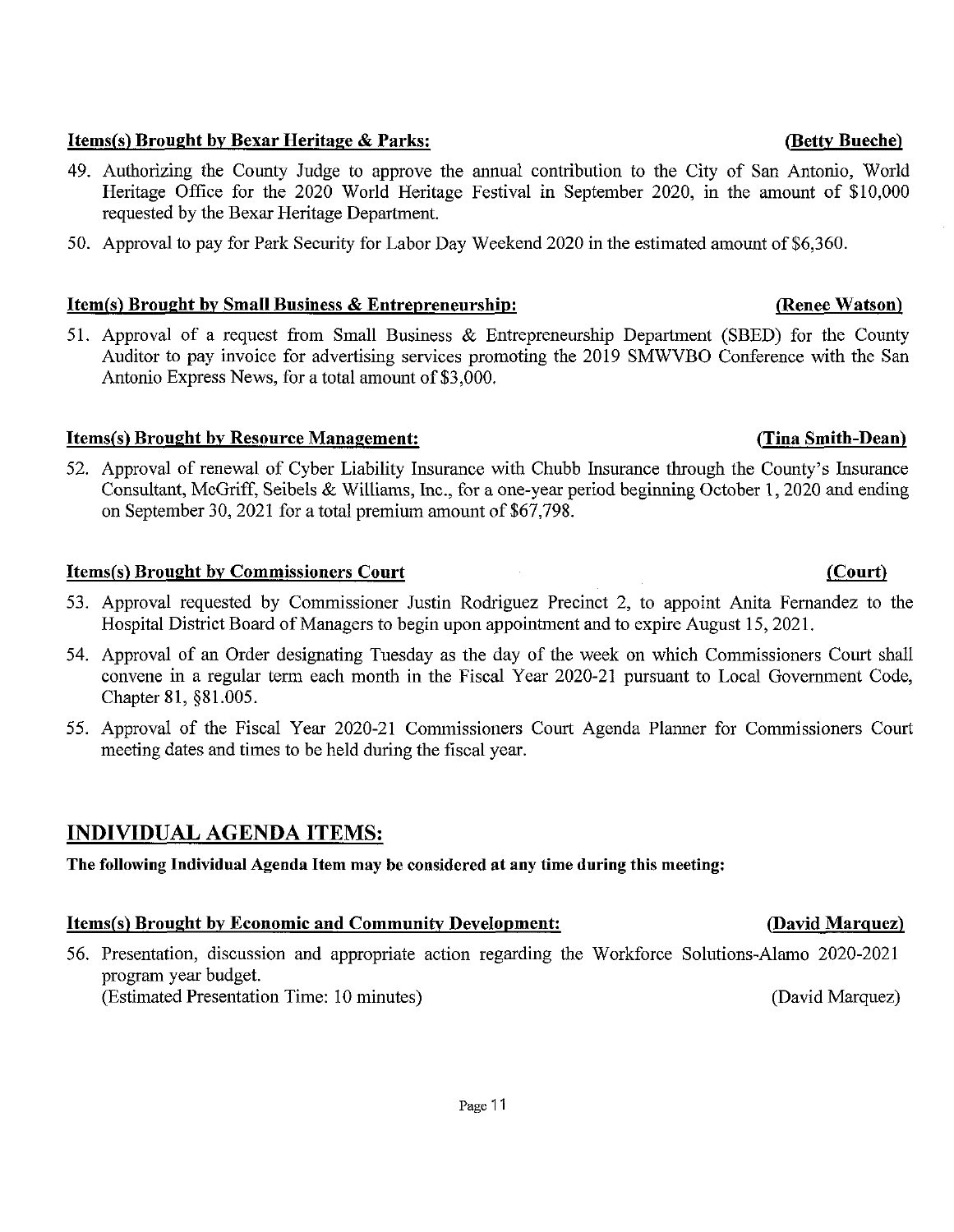**Items(s) Brought by Bexar Heritage & Parks:** **(Betty Bueche)**

49. Authorizing the County Judge to approve the annual contribution to the City of San Antonio, World Heritage Office for the 2020 World Heritage Festival in September 2020, in the amount of $10,000 requested by the Bexar Heritage Department.

50. Approval to pay for Park Security for Labor Day Weekend 2020 in the estimated amount of $6,360.

**Item(s) Brought by Small Business & Entrepreneurship:** **(Renee Watson)**

51. Approval of a request from Small Business & Entrepreneurship Department (SBED) for the County Auditor to pay invoice for advertising services promoting the 2019 SMWVBO Conference with the San Antonio Express News, for a total amount of $3,000.

**Items(s) Brought by Resource Management:** **(Tina Smith-Dean)**

52. Approval of renewal of Cyber Liability Insurance with Chubb Insurance through the County's Insurance Consultant, McGriff, Seibels & Williams, Inc., for a one-year period beginning October 1, 2020 and ending on September 30, 2021 for a total premium amount of $67,798.

**Items(s) Brought by Commissioners Court** **(Court)**

53. Approval requested by Commissioner Justin Rodriguez Precinct 2, to appoint Anita Fernandez to the Hospital District Board of Managers to begin upon appointment and to expire August 15, 2021.

54. Approval of an Order designating Tuesday as the day of the week on which Commissioners Court shall convene in a regular term each month in the Fiscal Year 2020-21 pursuant to Local Government Code, Chapter 81, §81.005.

55. Approval of the Fiscal Year 2020-21 Commissioners Court Agenda Planner for Commissioners Court meeting dates and times to be held during the fiscal year.

## INDIVIDUAL AGENDA ITEMS:

**The following Individual Agenda Item may be considered at any time during this meeting:**

**Items(s) Brought by Economic and Community Development:** **(David Marquez)**

56. Presentation, discussion and appropriate action regarding the Workforce Solutions-Alamo 2020-2021 program year budget.
(Estimated Presentation Time: 10 minutes) (David Marquez)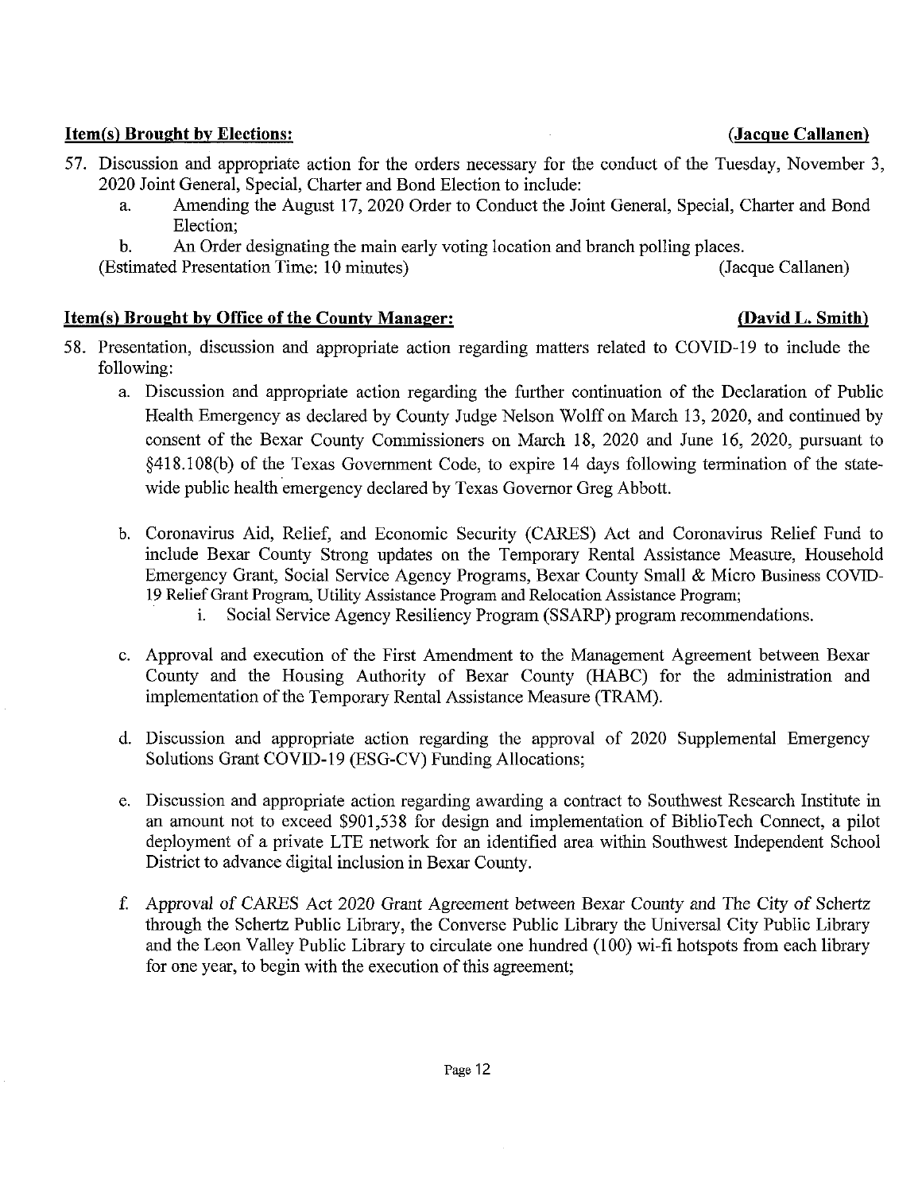**Item(s) Brought by Elections:** **(Jacque Callanen)**

57. Discussion and appropriate action for the orders necessary for the conduct of the Tuesday, November 3, 2020 Joint General, Special, Charter and Bond Election to include:
    a. Amending the August 17, 2020 Order to Conduct the Joint General, Special, Charter and Bond Election;
    b. An Order designating the main early voting location and branch polling places.

    (Estimated Presentation Time: 10 minutes) (Jacque Callanen)

**Item(s) Brought by Office of the County Manager:** **(David L. Smith)**

58. Presentation, discussion and appropriate action regarding matters related to COVID-19 to include the following:
    a. Discussion and appropriate action regarding the further continuation of the Declaration of Public Health Emergency as declared by County Judge Nelson Wolff on March 13, 2020, and continued by consent of the Bexar County Commissioners on March 18, 2020 and June 16, 2020, pursuant to §418.108(b) of the Texas Government Code, to expire 14 days following termination of the state-wide public health emergency declared by Texas Governor Greg Abbott.

    b. Coronavirus Aid, Relief, and Economic Security (CARES) Act and Coronavirus Relief Fund to include Bexar County Strong updates on the Temporary Rental Assistance Measure, Household Emergency Grant, Social Service Agency Programs, Bexar County Small & Micro Business COVID-19 Relief Grant Program, Utility Assistance Program and Relocation Assistance Program;
        i. Social Service Agency Resiliency Program (SSARP) program recommendations.

    c. Approval and execution of the First Amendment to the Management Agreement between Bexar County and the Housing Authority of Bexar County (HABC) for the administration and implementation of the Temporary Rental Assistance Measure (TRAM).

    d. Discussion and appropriate action regarding the approval of 2020 Supplemental Emergency Solutions Grant COVID-19 (ESG-CV) Funding Allocations;

    e. Discussion and appropriate action regarding awarding a contract to Southwest Research Institute in an amount not to exceed $901,538 for design and implementation of BiblioTech Connect, a pilot deployment of a private LTE network for an identified area within Southwest Independent School District to advance digital inclusion in Bexar County.

    f. Approval of CARES Act 2020 Grant Agreement between Bexar County and The City of Schertz through the Schertz Public Library, the Converse Public Library the Universal City Public Library and the Leon Valley Public Library to circulate one hundred (100) wi-fi hotspots from each library for one year, to begin with the execution of this agreement;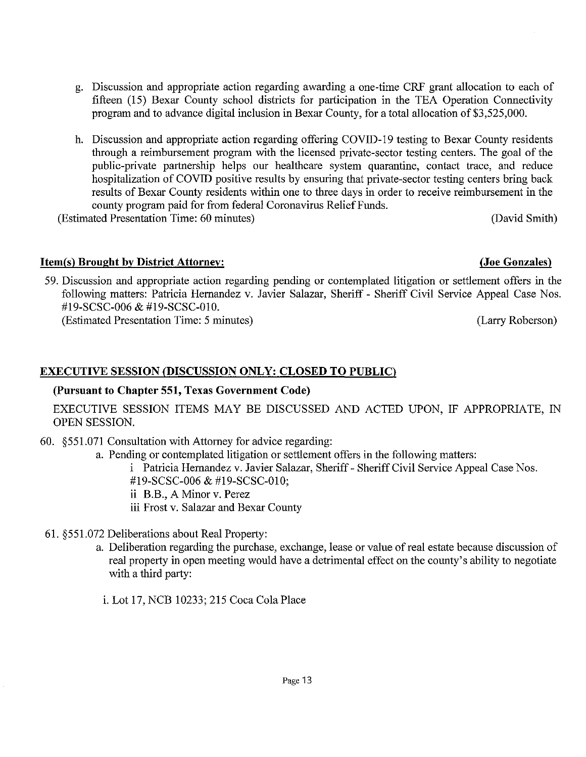g. Discussion and appropriate action regarding awarding a one-time CRF grant allocation to each of fifteen (15) Bexar County school districts for participation in the TEA Operation Connectivity program and to advance digital inclusion in Bexar County, for a total allocation of $3,525,000.

h. Discussion and appropriate action regarding offering COVID-19 testing to Bexar County residents through a reimbursement program with the licensed private-sector testing centers. The goal of the public-private partnership helps our healthcare system quarantine, contact trace, and reduce hospitalization of COVID positive results by ensuring that private-sector testing centers bring back results of Bexar County residents within one to three days in order to receive reimbursement in the county program paid for from federal Coronavirus Relief Funds.

(Estimated Presentation Time: 60 minutes) (David Smith)

**Item(s) Brought by District Attorney: (Joe Gonzales)**

59. Discussion and appropriate action regarding pending or contemplated litigation or settlement offers in the following matters: Patricia Hernandez v. Javier Salazar, Sheriff - Sheriff Civil Service Appeal Case Nos. #19-SCSC-006 & #19-SCSC-010.
(Estimated Presentation Time: 5 minutes) (Larry Roberson)

**EXECUTIVE SESSION (DISCUSSION ONLY: CLOSED TO PUBLIC)**

**(Pursuant to Chapter 551, Texas Government Code)**

EXECUTIVE SESSION ITEMS MAY BE DISCUSSED AND ACTED UPON, IF APPROPRIATE, IN OPEN SESSION.

60. §551.071 Consultation with Attorney for advice regarding:
    a. Pending or contemplated litigation or settlement offers in the following matters:
        i Patricia Hernandez v. Javier Salazar, Sheriff - Sheriff Civil Service Appeal Case Nos. #19-SCSC-006 & #19-SCSC-010;
        ii B.B., A Minor v. Perez
        iii Frost v. Salazar and Bexar County

61. §551.072 Deliberations about Real Property:
    a. Deliberation regarding the purchase, exchange, lease or value of real estate because discussion of real property in open meeting would have a detrimental effect on the county's ability to negotiate with a third party:
        i. Lot 17, NCB 10233; 215 Coca Cola Place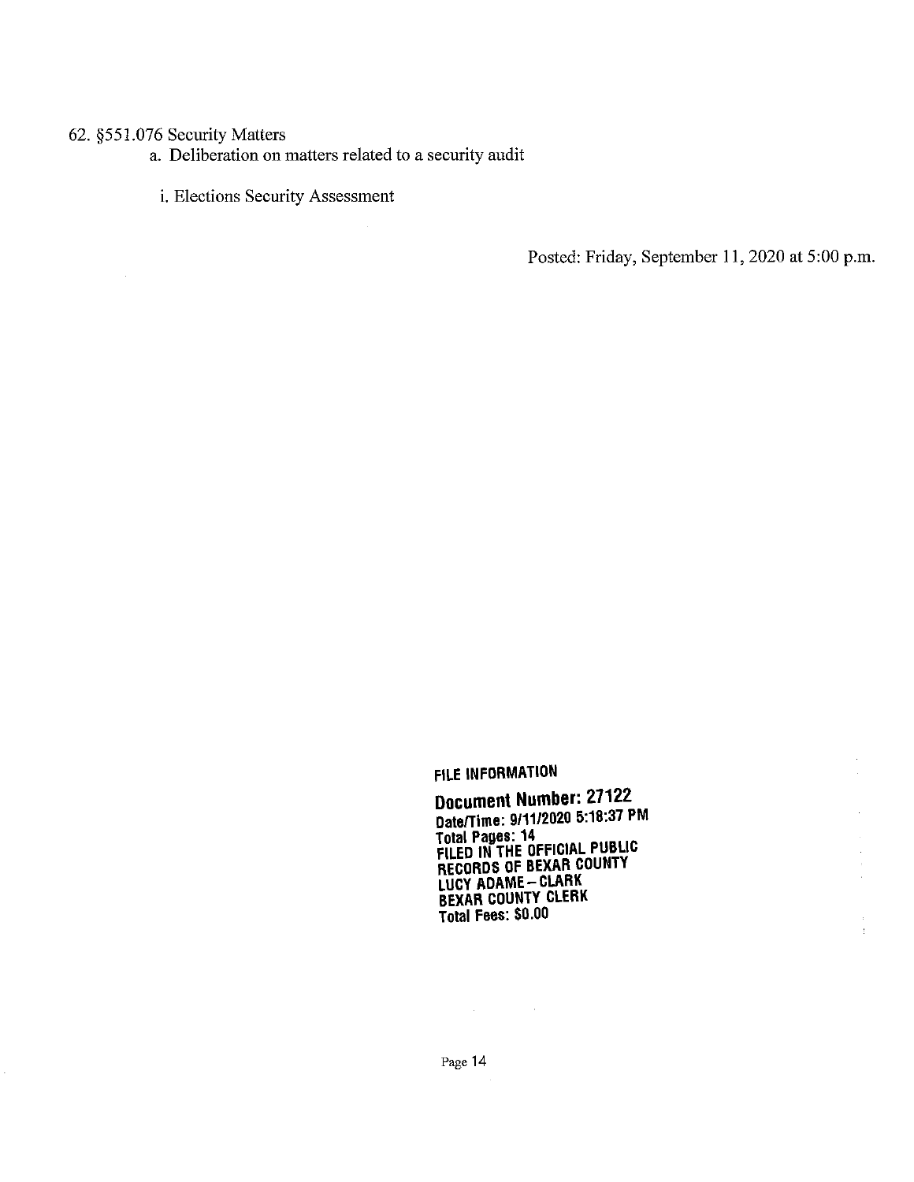62. §551.076 Security Matters

    a. Deliberation on matters related to a security audit

        i. Elections Security Assessment

Posted: Friday, September 11, 2020 at 5:00 p.m.

**FILE INFORMATION**

**Document Number: 27122**
**Date/Time: 9/11/2020 5:18:37 PM**
**Total Pages: 14**
**FILED IN THE OFFICIAL PUBLIC RECORDS OF BEXAR COUNTY**
**LUCY ADAME – CLARK**
**BEXAR COUNTY CLERK**
**Total Fees: $0.00**